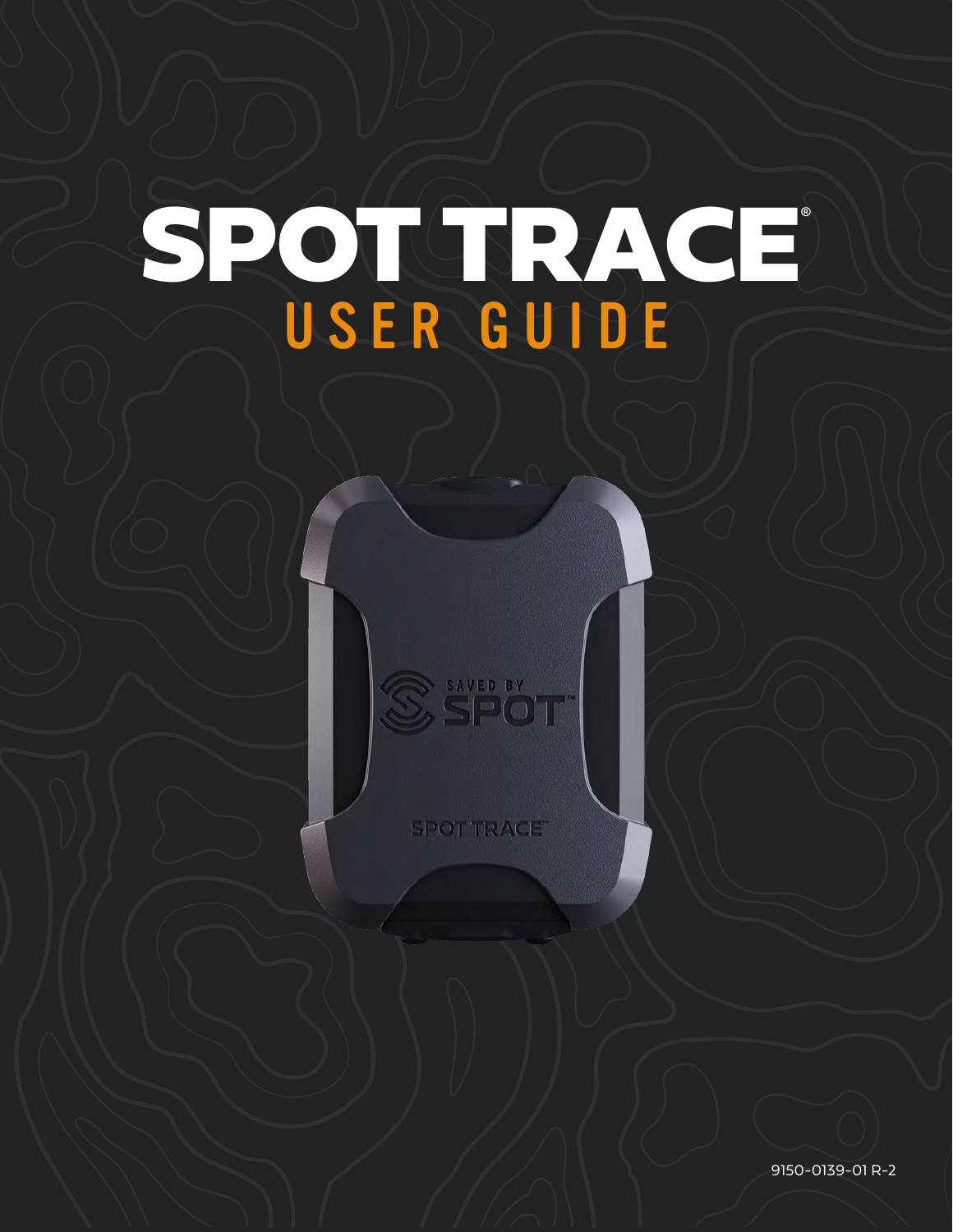# SPOT TRACE®

## USER GUIDE

9150-0139-01 R-2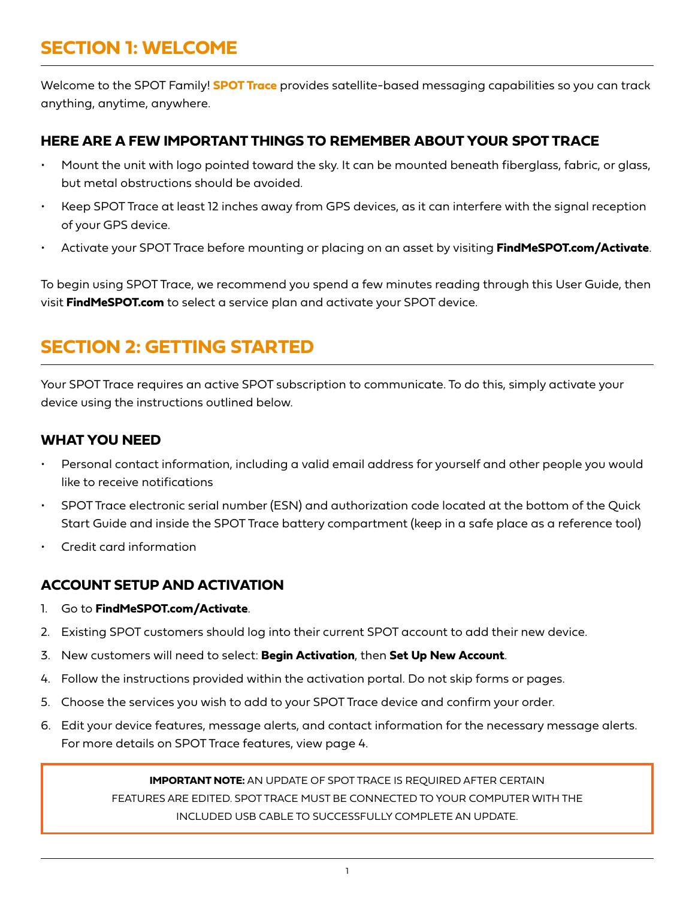# SECTION 1: WELCOME

Welcome to the SPOT Family! **SPOT Trace** provides satellite-based messaging capabilities so you can track anything, anytime, anywhere.

## HERE ARE A FEW IMPORTANT THINGS TO REMEMBER ABOUT YOUR SPOT TRACE

- Mount the unit with logo pointed toward the sky. It can be mounted beneath fiberglass, fabric, or glass, but metal obstructions should be avoided.
- Keep SPOT Trace at least 12 inches away from GPS devices, as it can interfere with the signal reception of your GPS device.
- Activate your SPOT Trace before mounting or placing on an asset by visiting **FindMeSPOT.com/Activate**.

To begin using SPOT Trace, we recommend you spend a few minutes reading through this User Guide, then visit **FindMeSPOT.com** to select a service plan and activate your SPOT device.

# SECTION 2: GETTING STARTED

Your SPOT Trace requires an active SPOT subscription to communicate. To do this, simply activate your device using the instructions outlined below.

## WHAT YOU NEED

- Personal contact information, including a valid email address for yourself and other people you would like to receive notifications
- SPOT Trace electronic serial number (ESN) and authorization code located at the bottom of the Quick Start Guide and inside the SPOT Trace battery compartment (keep in a safe place as a reference tool)
- Credit card information

## ACCOUNT SETUP AND ACTIVATION

1. Go to **FindMeSPOT.com/Activate**.
2. Existing SPOT customers should log into their current SPOT account to add their new device.
3. New customers will need to select: **Begin Activation**, then **Set Up New Account**.
4. Follow the instructions provided within the activation portal. Do not skip forms or pages.
5. Choose the services you wish to add to your SPOT Trace device and confirm your order.
6. Edit your device features, message alerts, and contact information for the necessary message alerts. For more details on SPOT Trace features, view page 4.

**IMPORTANT NOTE:** AN UPDATE OF SPOT TRACE IS REQUIRED AFTER CERTAIN FEATURES ARE EDITED. SPOT TRACE MUST BE CONNECTED TO YOUR COMPUTER WITH THE INCLUDED USB CABLE TO SUCCESSFULLY COMPLETE AN UPDATE.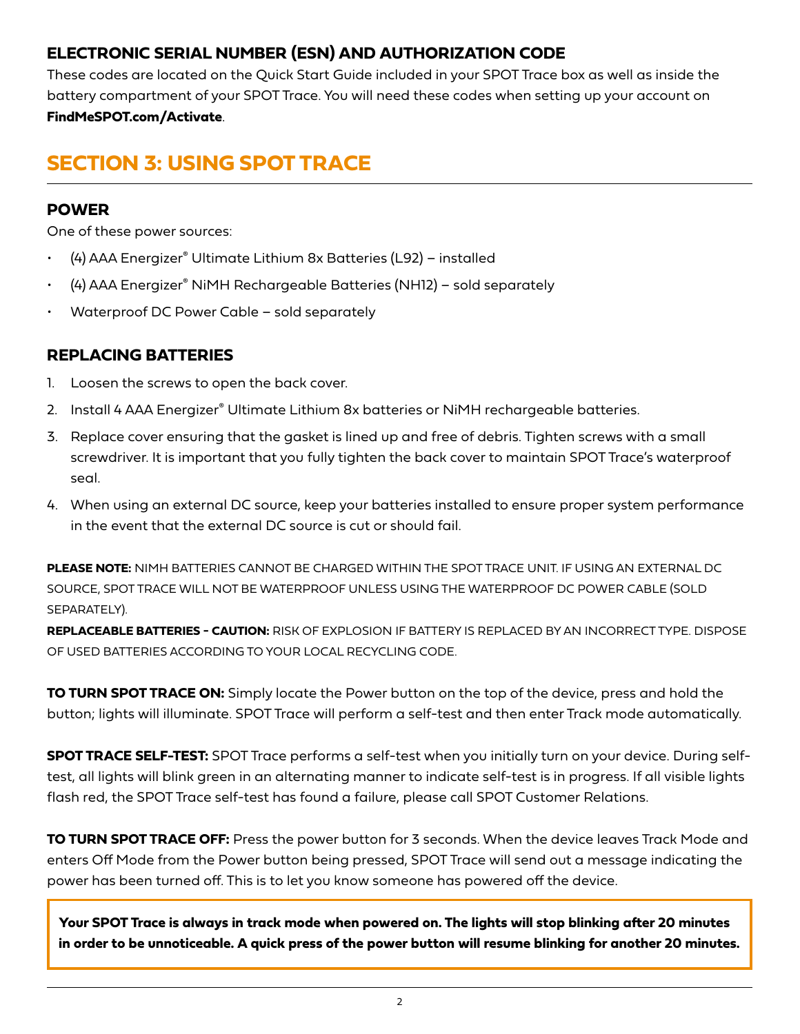### ELECTRONIC SERIAL NUMBER (ESN) AND AUTHORIZATION CODE

These codes are located on the Quick Start Guide included in your SPOT Trace box as well as inside the battery compartment of your SPOT Trace. You will need these codes when setting up your account on **FindMeSPOT.com/Activate**.

## SECTION 3: USING SPOT TRACE

### POWER

One of these power sources:

- (4) AAA Energizer® Ultimate Lithium 8x Batteries (L92) – installed
- (4) AAA Energizer® NiMH Rechargeable Batteries (NH12) – sold separately
- Waterproof DC Power Cable – sold separately

### REPLACING BATTERIES

1. Loosen the screws to open the back cover.
2. Install 4 AAA Energizer® Ultimate Lithium 8x batteries or NiMH rechargeable batteries.
3. Replace cover ensuring that the gasket is lined up and free of debris. Tighten screws with a small screwdriver. It is important that you fully tighten the back cover to maintain SPOT Trace's waterproof seal.
4. When using an external DC source, keep your batteries installed to ensure proper system performance in the event that the external DC source is cut or should fail.

**PLEASE NOTE:** NIMH BATTERIES CANNOT BE CHARGED WITHIN THE SPOT TRACE UNIT. IF USING AN EXTERNAL DC SOURCE, SPOT TRACE WILL NOT BE WATERPROOF UNLESS USING THE WATERPROOF DC POWER CABLE (SOLD SEPARATELY).

**REPLACEABLE BATTERIES - CAUTION:** RISK OF EXPLOSION IF BATTERY IS REPLACED BY AN INCORRECT TYPE. DISPOSE OF USED BATTERIES ACCORDING TO YOUR LOCAL RECYCLING CODE.

**TO TURN SPOT TRACE ON:** Simply locate the Power button on the top of the device, press and hold the button; lights will illuminate. SPOT Trace will perform a self-test and then enter Track mode automatically.

**SPOT TRACE SELF-TEST:** SPOT Trace performs a self-test when you initially turn on your device. During self-test, all lights will blink green in an alternating manner to indicate self-test is in progress. If all visible lights flash red, the SPOT Trace self-test has found a failure, please call SPOT Customer Relations.

**TO TURN SPOT TRACE OFF:** Press the power button for 3 seconds. When the device leaves Track Mode and enters Off Mode from the Power button being pressed, SPOT Trace will send out a message indicating the power has been turned off. This is to let you know someone has powered off the device.

**Your SPOT Trace is always in track mode when powered on. The lights will stop blinking after 20 minutes in order to be unnoticeable. A quick press of the power button will resume blinking for another 20 minutes.**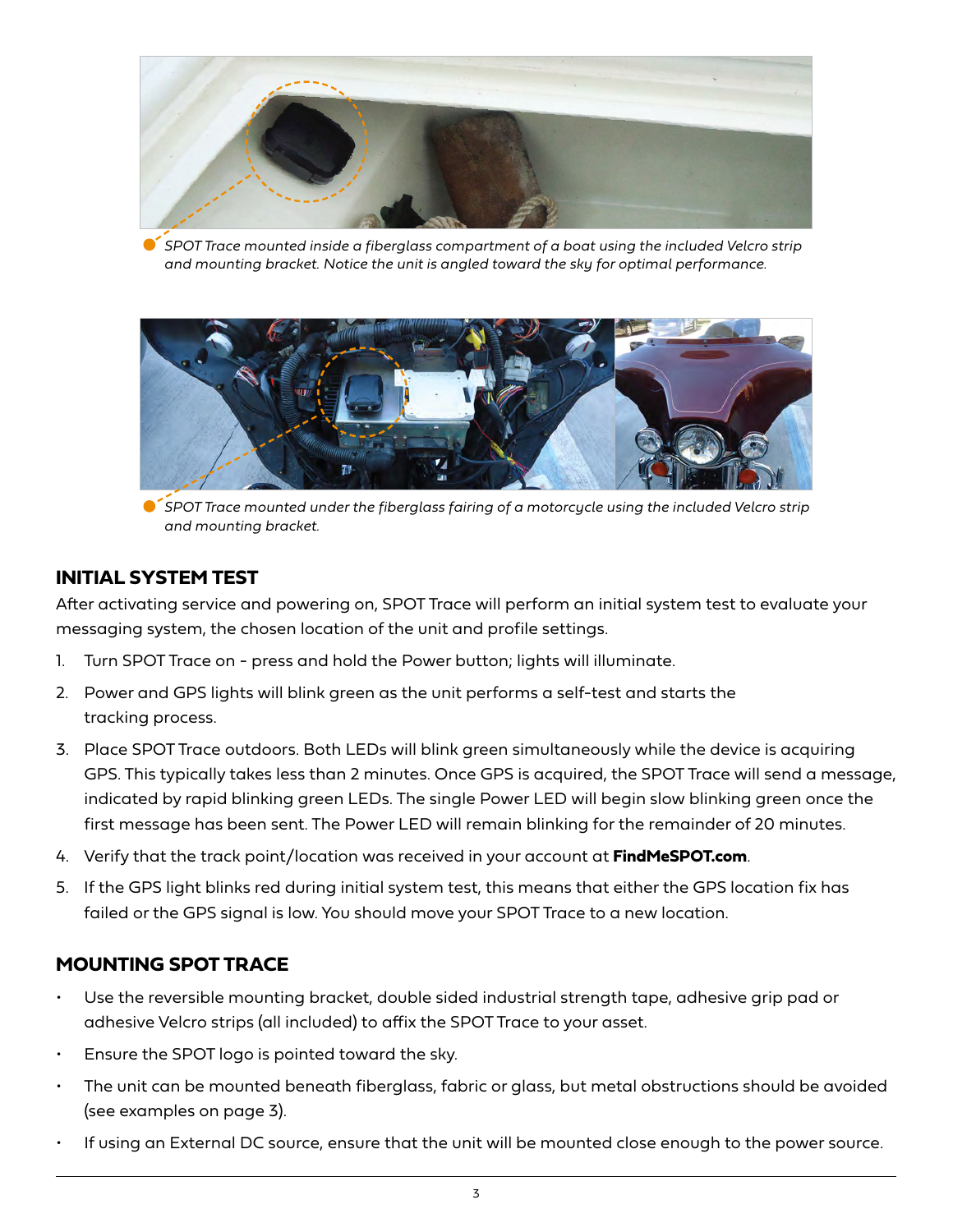*SPOT Trace mounted inside a fiberglass compartment of a boat using the included Velcro strip and mounting bracket. Notice the unit is angled toward the sky for optimal performance.*

*SPOT Trace mounted under the fiberglass fairing of a motorcycle using the included Velcro strip and mounting bracket.*

## INITIAL SYSTEM TEST

After activating service and powering on, SPOT Trace will perform an initial system test to evaluate your messaging system, the chosen location of the unit and profile settings.

1. Turn SPOT Trace on - press and hold the Power button; lights will illuminate.
2. Power and GPS lights will blink green as the unit performs a self-test and starts the tracking process.
3. Place SPOT Trace outdoors. Both LEDs will blink green simultaneously while the device is acquiring GPS. This typically takes less than 2 minutes. Once GPS is acquired, the SPOT Trace will send a message, indicated by rapid blinking green LEDs. The single Power LED will begin slow blinking green once the first message has been sent. The Power LED will remain blinking for the remainder of 20 minutes.
4. Verify that the track point/location was received in your account at **FindMeSPOT.com**.
5. If the GPS light blinks red during initial system test, this means that either the GPS location fix has failed or the GPS signal is low. You should move your SPOT Trace to a new location.

## MOUNTING SPOT TRACE

- Use the reversible mounting bracket, double sided industrial strength tape, adhesive grip pad or adhesive Velcro strips (all included) to affix the SPOT Trace to your asset.
- Ensure the SPOT logo is pointed toward the sky.
- The unit can be mounted beneath fiberglass, fabric or glass, but metal obstructions should be avoided (see examples on page 3).
- If using an External DC source, ensure that the unit will be mounted close enough to the power source.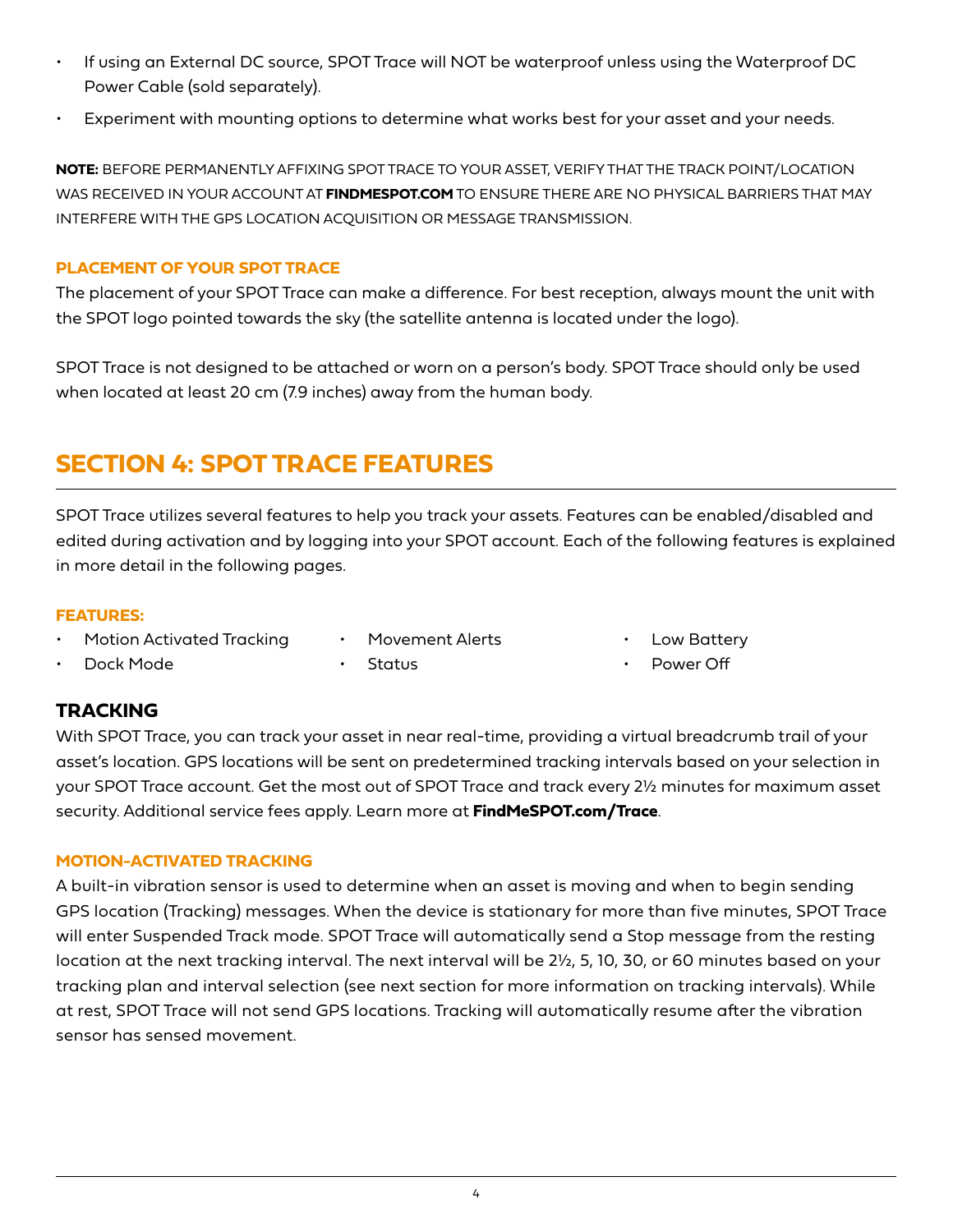- If using an External DC source, SPOT Trace will NOT be waterproof unless using the Waterproof DC Power Cable (sold separately).
- Experiment with mounting options to determine what works best for your asset and your needs.

**NOTE:** BEFORE PERMANENTLY AFFIXING SPOT TRACE TO YOUR ASSET, VERIFY THAT THE TRACK POINT/LOCATION WAS RECEIVED IN YOUR ACCOUNT AT **FINDMESPOT.COM** TO ENSURE THERE ARE NO PHYSICAL BARRIERS THAT MAY INTERFERE WITH THE GPS LOCATION ACQUISITION OR MESSAGE TRANSMISSION.

### PLACEMENT OF YOUR SPOT TRACE

The placement of your SPOT Trace can make a difference. For best reception, always mount the unit with the SPOT logo pointed towards the sky (the satellite antenna is located under the logo).

SPOT Trace is not designed to be attached or worn on a person's body. SPOT Trace should only be used when located at least 20 cm (7.9 inches) away from the human body.

## SECTION 4: SPOT TRACE FEATURES

SPOT Trace utilizes several features to help you track your assets. Features can be enabled/disabled and edited during activation and by logging into your SPOT account. Each of the following features is explained in more detail in the following pages.

### FEATURES:

- Motion Activated Tracking
- Dock Mode
- Movement Alerts
- Status
- Low Battery
- Power Off

### TRACKING

With SPOT Trace, you can track your asset in near real-time, providing a virtual breadcrumb trail of your asset's location. GPS locations will be sent on predetermined tracking intervals based on your selection in your SPOT Trace account. Get the most out of SPOT Trace and track every 2½ minutes for maximum asset security. Additional service fees apply. Learn more at **FindMeSPOT.com/Trace**.

### MOTION-ACTIVATED TRACKING

A built-in vibration sensor is used to determine when an asset is moving and when to begin sending GPS location (Tracking) messages. When the device is stationary for more than five minutes, SPOT Trace will enter Suspended Track mode. SPOT Trace will automatically send a Stop message from the resting location at the next tracking interval. The next interval will be 2½, 5, 10, 30, or 60 minutes based on your tracking plan and interval selection (see next section for more information on tracking intervals). While at rest, SPOT Trace will not send GPS locations. Tracking will automatically resume after the vibration sensor has sensed movement.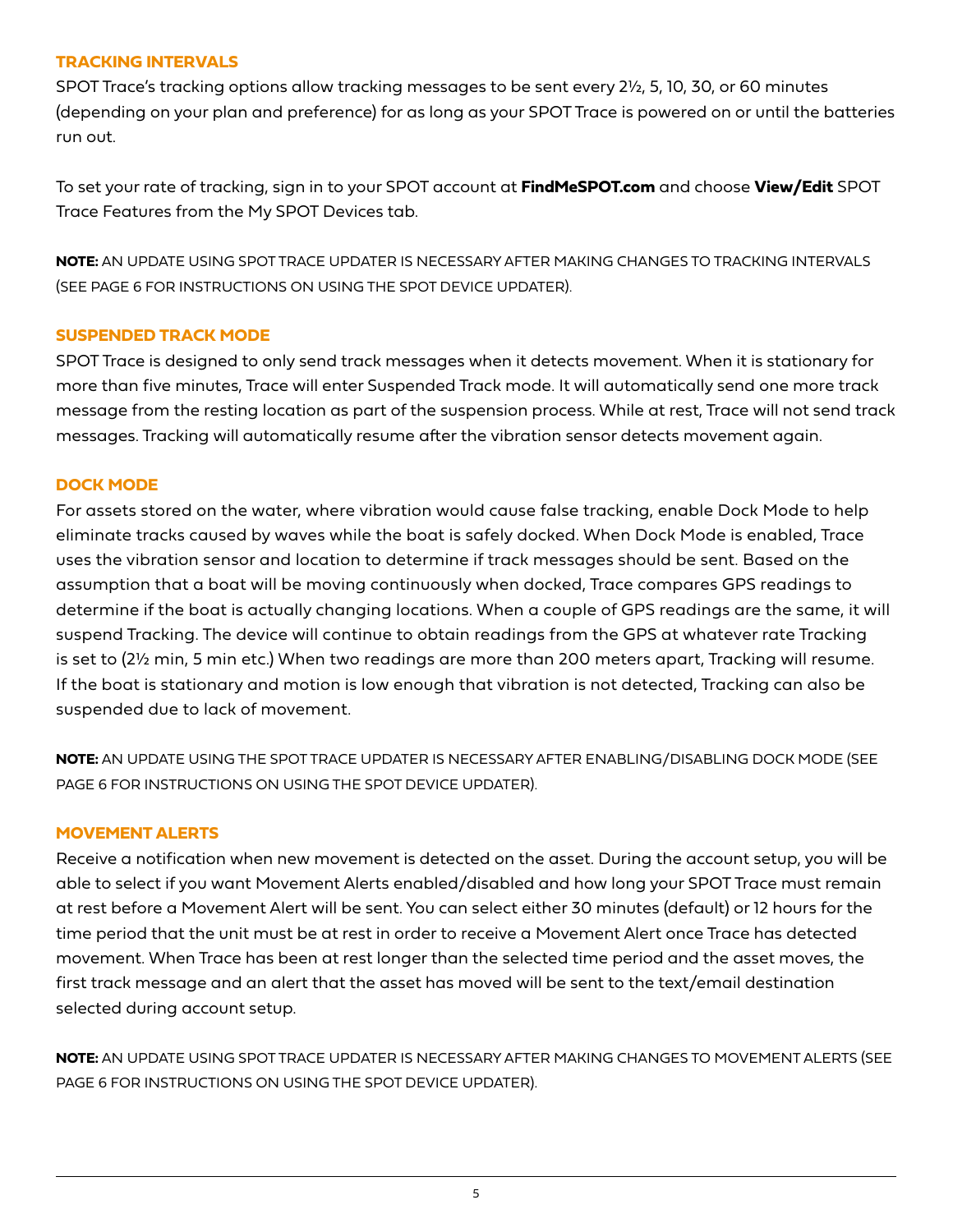## TRACKING INTERVALS

SPOT Trace's tracking options allow tracking messages to be sent every 2½, 5, 10, 30, or 60 minutes (depending on your plan and preference) for as long as your SPOT Trace is powered on or until the batteries run out.

To set your rate of tracking, sign in to your SPOT account at **FindMeSPOT.com** and choose **View/Edit** SPOT Trace Features from the My SPOT Devices tab.

**NOTE:** AN UPDATE USING SPOT TRACE UPDATER IS NECESSARY AFTER MAKING CHANGES TO TRACKING INTERVALS (SEE PAGE 6 FOR INSTRUCTIONS ON USING THE SPOT DEVICE UPDATER).

## SUSPENDED TRACK MODE

SPOT Trace is designed to only send track messages when it detects movement. When it is stationary for more than five minutes, Trace will enter Suspended Track mode. It will automatically send one more track message from the resting location as part of the suspension process. While at rest, Trace will not send track messages. Tracking will automatically resume after the vibration sensor detects movement again.

## DOCK MODE

For assets stored on the water, where vibration would cause false tracking, enable Dock Mode to help eliminate tracks caused by waves while the boat is safely docked. When Dock Mode is enabled, Trace uses the vibration sensor and location to determine if track messages should be sent. Based on the assumption that a boat will be moving continuously when docked, Trace compares GPS readings to determine if the boat is actually changing locations. When a couple of GPS readings are the same, it will suspend Tracking. The device will continue to obtain readings from the GPS at whatever rate Tracking is set to (2½ min, 5 min etc.) When two readings are more than 200 meters apart, Tracking will resume. If the boat is stationary and motion is low enough that vibration is not detected, Tracking can also be suspended due to lack of movement.

**NOTE:** AN UPDATE USING THE SPOT TRACE UPDATER IS NECESSARY AFTER ENABLING/DISABLING DOCK MODE (SEE PAGE 6 FOR INSTRUCTIONS ON USING THE SPOT DEVICE UPDATER).

## MOVEMENT ALERTS

Receive a notification when new movement is detected on the asset. During the account setup, you will be able to select if you want Movement Alerts enabled/disabled and how long your SPOT Trace must remain at rest before a Movement Alert will be sent. You can select either 30 minutes (default) or 12 hours for the time period that the unit must be at rest in order to receive a Movement Alert once Trace has detected movement. When Trace has been at rest longer than the selected time period and the asset moves, the first track message and an alert that the asset has moved will be sent to the text/email destination selected during account setup.

**NOTE:** AN UPDATE USING SPOT TRACE UPDATER IS NECESSARY AFTER MAKING CHANGES TO MOVEMENT ALERTS (SEE PAGE 6 FOR INSTRUCTIONS ON USING THE SPOT DEVICE UPDATER).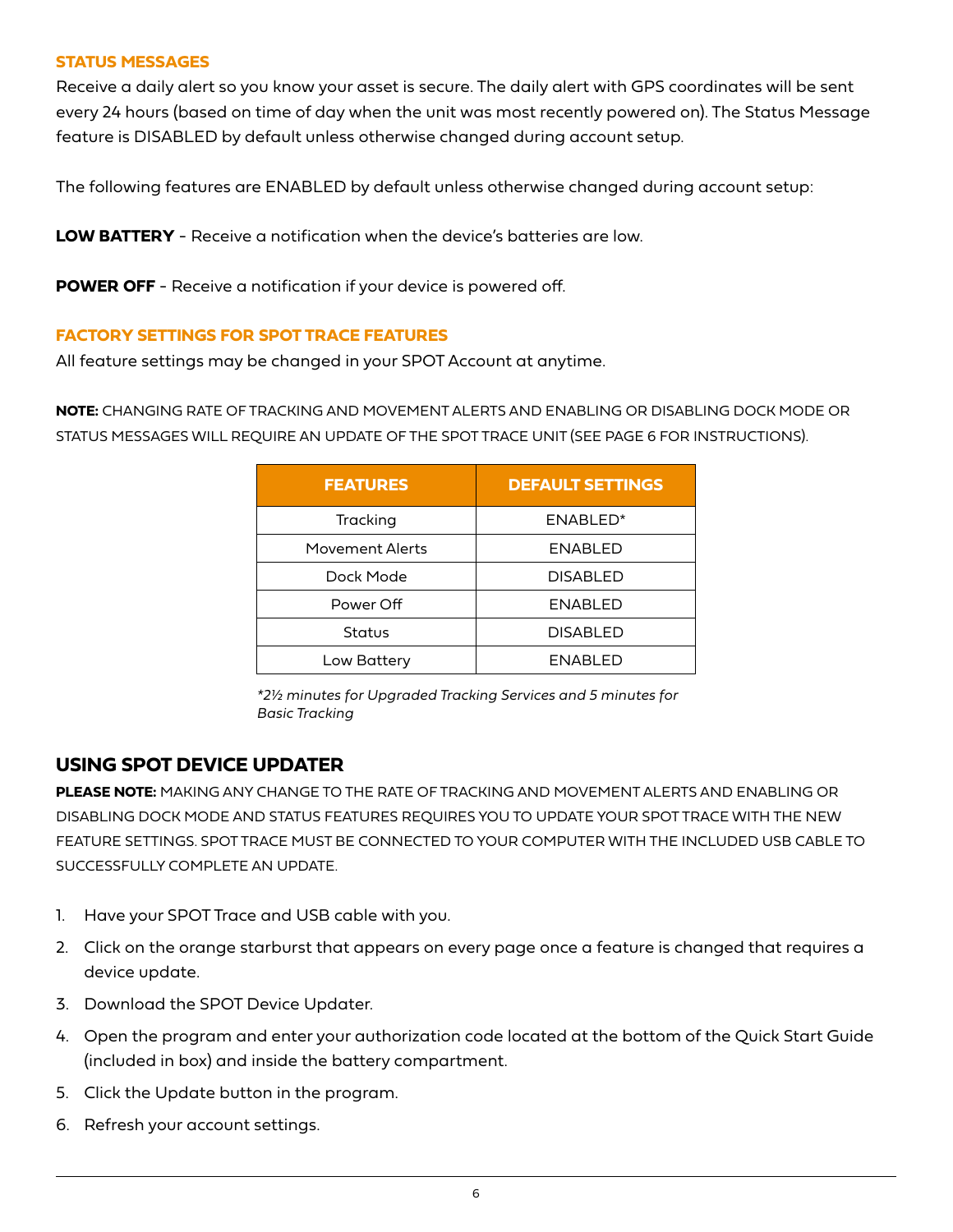### STATUS MESSAGES

Receive a daily alert so you know your asset is secure. The daily alert with GPS coordinates will be sent every 24 hours (based on time of day when the unit was most recently powered on). The Status Message feature is DISABLED by default unless otherwise changed during account setup.

The following features are ENABLED by default unless otherwise changed during account setup:

**LOW BATTERY** - Receive a notification when the device's batteries are low.

**POWER OFF** - Receive a notification if your device is powered off.

### FACTORY SETTINGS FOR SPOT TRACE FEATURES

All feature settings may be changed in your SPOT Account at anytime.

**NOTE:** CHANGING RATE OF TRACKING AND MOVEMENT ALERTS AND ENABLING OR DISABLING DOCK MODE OR STATUS MESSAGES WILL REQUIRE AN UPDATE OF THE SPOT TRACE UNIT (SEE PAGE 6 FOR INSTRUCTIONS).

| FEATURES | DEFAULT SETTINGS |
|---|---|
| Tracking | ENABLED* |
| Movement Alerts | ENABLED |
| Dock Mode | DISABLED |
| Power Off | ENABLED |
| Status | DISABLED |
| Low Battery | ENABLED |

*\*2½ minutes for Upgraded Tracking Services and 5 minutes for Basic Tracking*

## USING SPOT DEVICE UPDATER

**PLEASE NOTE:** MAKING ANY CHANGE TO THE RATE OF TRACKING AND MOVEMENT ALERTS AND ENABLING OR DISABLING DOCK MODE AND STATUS FEATURES REQUIRES YOU TO UPDATE YOUR SPOT TRACE WITH THE NEW FEATURE SETTINGS. SPOT TRACE MUST BE CONNECTED TO YOUR COMPUTER WITH THE INCLUDED USB CABLE TO SUCCESSFULLY COMPLETE AN UPDATE.

1. Have your SPOT Trace and USB cable with you.
2. Click on the orange starburst that appears on every page once a feature is changed that requires a device update.
3. Download the SPOT Device Updater.
4. Open the program and enter your authorization code located at the bottom of the Quick Start Guide (included in box) and inside the battery compartment.
5. Click the Update button in the program.
6. Refresh your account settings.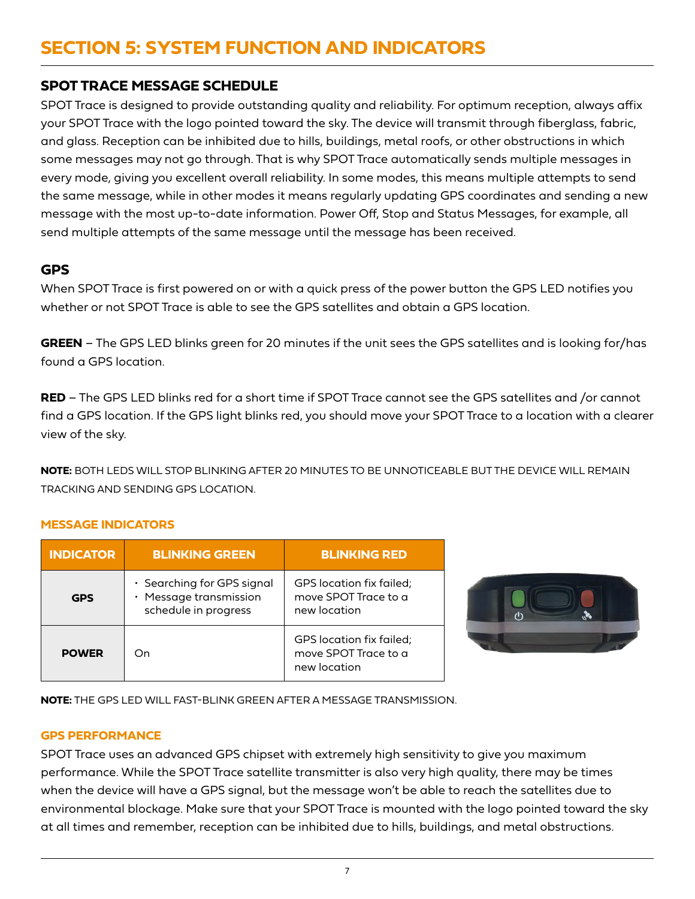# SECTION 5: SYSTEM FUNCTION AND INDICATORS

## SPOT TRACE MESSAGE SCHEDULE

SPOT Trace is designed to provide outstanding quality and reliability. For optimum reception, always affix your SPOT Trace with the logo pointed toward the sky. The device will transmit through fiberglass, fabric, and glass. Reception can be inhibited due to hills, buildings, metal roofs, or other obstructions in which some messages may not go through. That is why SPOT Trace automatically sends multiple messages in every mode, giving you excellent overall reliability. In some modes, this means multiple attempts to send the same message, while in other modes it means regularly updating GPS coordinates and sending a new message with the most up-to-date information. Power Off, Stop and Status Messages, for example, all send multiple attempts of the same message until the message has been received.

## GPS

When SPOT Trace is first powered on or with a quick press of the power button the GPS LED notifies you whether or not SPOT Trace is able to see the GPS satellites and obtain a GPS location.

**GREEN** – The GPS LED blinks green for 20 minutes if the unit sees the GPS satellites and is looking for/has found a GPS location.

**RED** – The GPS LED blinks red for a short time if SPOT Trace cannot see the GPS satellites and /or cannot find a GPS location. If the GPS light blinks red, you should move your SPOT Trace to a location with a clearer view of the sky.

**NOTE:** BOTH LEDS WILL STOP BLINKING AFTER 20 MINUTES TO BE UNNOTICEABLE BUT THE DEVICE WILL REMAIN TRACKING AND SENDING GPS LOCATION.

### MESSAGE INDICATORS

| INDICATOR | BLINKING GREEN | BLINKING RED |
|---|---|---|
| **GPS** | • Searching for GPS signal<br>• Message transmission schedule in progress | GPS location fix failed; move SPOT Trace to a new location |
| **POWER** | On | GPS location fix failed; move SPOT Trace to a new location |

**NOTE:** THE GPS LED WILL FAST-BLINK GREEN AFTER A MESSAGE TRANSMISSION.

### GPS PERFORMANCE

SPOT Trace uses an advanced GPS chipset with extremely high sensitivity to give you maximum performance. While the SPOT Trace satellite transmitter is also very high quality, there may be times when the device will have a GPS signal, but the message won't be able to reach the satellites due to environmental blockage. Make sure that your SPOT Trace is mounted with the logo pointed toward the sky at all times and remember, reception can be inhibited due to hills, buildings, and metal obstructions.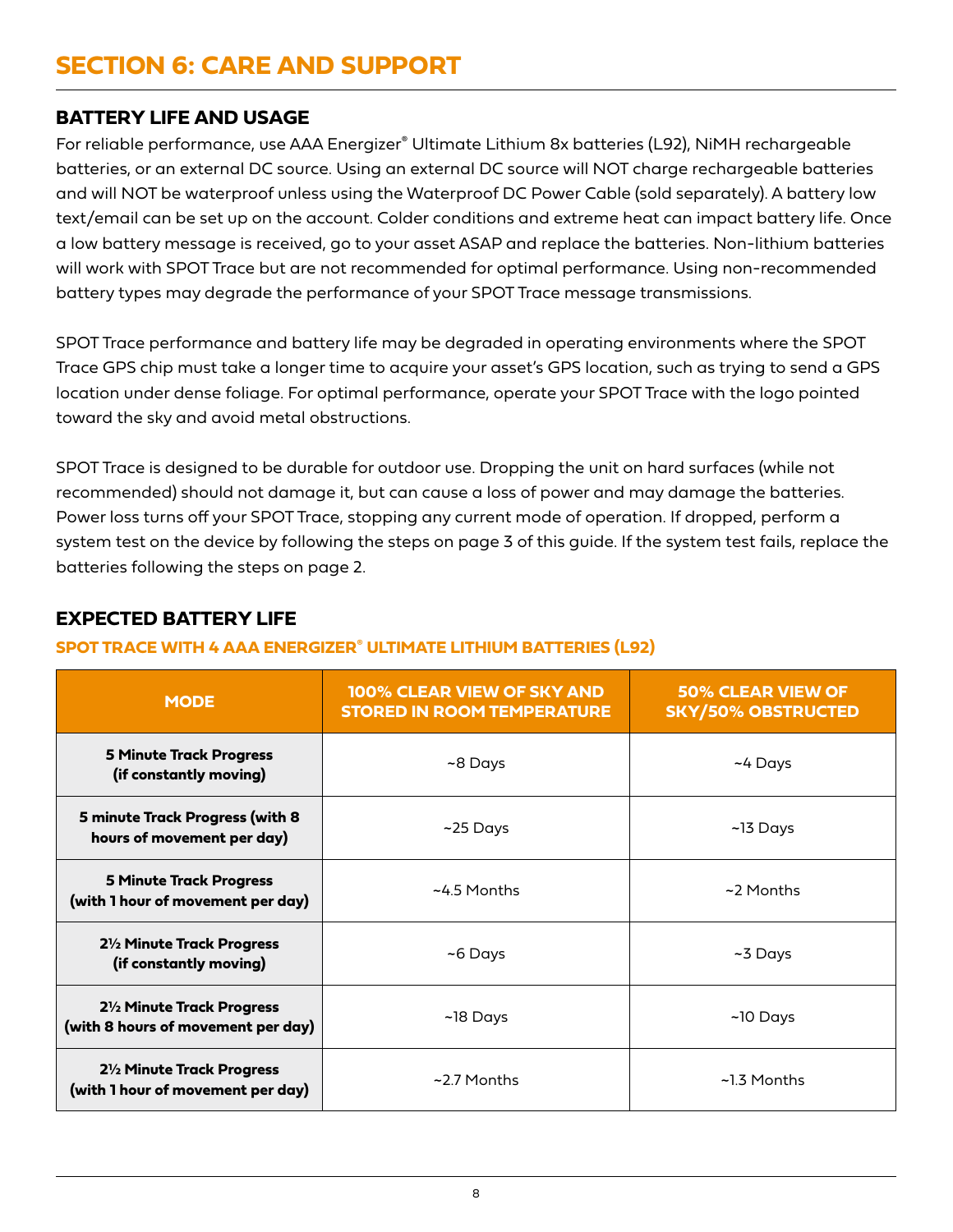# SECTION 6: CARE AND SUPPORT

## BATTERY LIFE AND USAGE

For reliable performance, use AAA Energizer® Ultimate Lithium 8x batteries (L92), NiMH rechargeable batteries, or an external DC source. Using an external DC source will NOT charge rechargeable batteries and will NOT be waterproof unless using the Waterproof DC Power Cable (sold separately). A battery low text/email can be set up on the account. Colder conditions and extreme heat can impact battery life. Once a low battery message is received, go to your asset ASAP and replace the batteries. Non-lithium batteries will work with SPOT Trace but are not recommended for optimal performance. Using non-recommended battery types may degrade the performance of your SPOT Trace message transmissions.

SPOT Trace performance and battery life may be degraded in operating environments where the SPOT Trace GPS chip must take a longer time to acquire your asset's GPS location, such as trying to send a GPS location under dense foliage. For optimal performance, operate your SPOT Trace with the logo pointed toward the sky and avoid metal obstructions.

SPOT Trace is designed to be durable for outdoor use. Dropping the unit on hard surfaces (while not recommended) should not damage it, but can cause a loss of power and may damage the batteries. Power loss turns off your SPOT Trace, stopping any current mode of operation. If dropped, perform a system test on the device by following the steps on page 3 of this guide. If the system test fails, replace the batteries following the steps on page 2.

## EXPECTED BATTERY LIFE

### SPOT TRACE WITH 4 AAA ENERGIZER® ULTIMATE LITHIUM BATTERIES (L92)

| MODE | 100% CLEAR VIEW OF SKY AND STORED IN ROOM TEMPERATURE | 50% CLEAR VIEW OF SKY/50% OBSTRUCTED |
|---|---|---|
| **5 Minute Track Progress (if constantly moving)** | ~8 Days | ~4 Days |
| **5 minute Track Progress (with 8 hours of movement per day)** | ~25 Days | ~13 Days |
| **5 Minute Track Progress (with 1 hour of movement per day)** | ~4.5 Months | ~2 Months |
| **2½ Minute Track Progress (if constantly moving)** | ~6 Days | ~3 Days |
| **2½ Minute Track Progress (with 8 hours of movement per day)** | ~18 Days | ~10 Days |
| **2½ Minute Track Progress (with 1 hour of movement per day)** | ~2.7 Months | ~1.3 Months |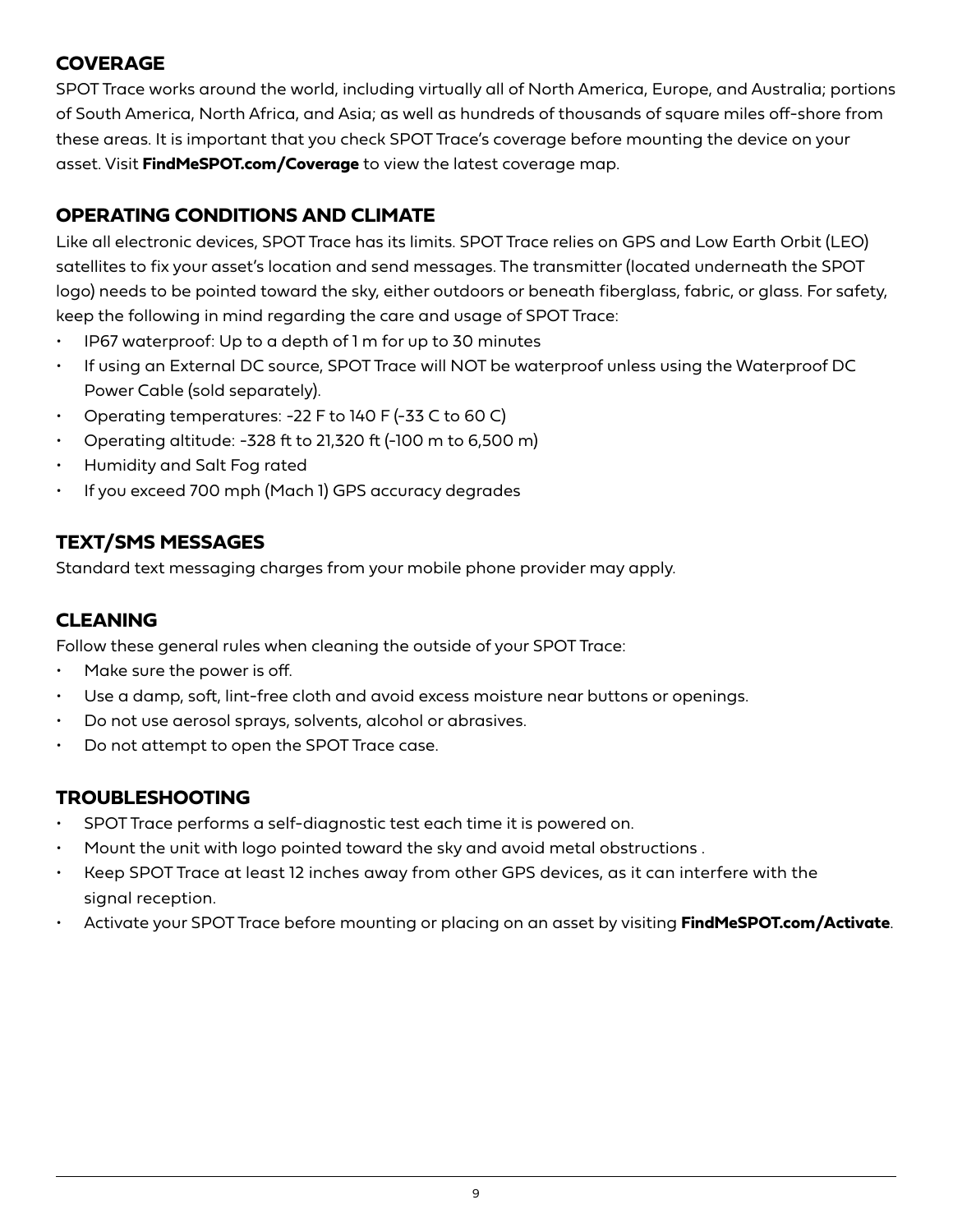## COVERAGE

SPOT Trace works around the world, including virtually all of North America, Europe, and Australia; portions of South America, North Africa, and Asia; as well as hundreds of thousands of square miles off-shore from these areas. It is important that you check SPOT Trace's coverage before mounting the device on your asset. Visit **FindMeSPOT.com/Coverage** to view the latest coverage map.

## OPERATING CONDITIONS AND CLIMATE

Like all electronic devices, SPOT Trace has its limits. SPOT Trace relies on GPS and Low Earth Orbit (LEO) satellites to fix your asset's location and send messages. The transmitter (located underneath the SPOT logo) needs to be pointed toward the sky, either outdoors or beneath fiberglass, fabric, or glass. For safety, keep the following in mind regarding the care and usage of SPOT Trace:

- IP67 waterproof: Up to a depth of 1 m for up to 30 minutes
- If using an External DC source, SPOT Trace will NOT be waterproof unless using the Waterproof DC Power Cable (sold separately).
- Operating temperatures: -22 F to 140 F (-33 C to 60 C)
- Operating altitude: -328 ft to 21,320 ft (-100 m to 6,500 m)
- Humidity and Salt Fog rated
- If you exceed 700 mph (Mach 1) GPS accuracy degrades

## TEXT/SMS MESSAGES

Standard text messaging charges from your mobile phone provider may apply.

## CLEANING

Follow these general rules when cleaning the outside of your SPOT Trace:

- Make sure the power is off.
- Use a damp, soft, lint-free cloth and avoid excess moisture near buttons or openings.
- Do not use aerosol sprays, solvents, alcohol or abrasives.
- Do not attempt to open the SPOT Trace case.

## TROUBLESHOOTING

- SPOT Trace performs a self-diagnostic test each time it is powered on.
- Mount the unit with logo pointed toward the sky and avoid metal obstructions .
- Keep SPOT Trace at least 12 inches away from other GPS devices, as it can interfere with the signal reception.
- Activate your SPOT Trace before mounting or placing on an asset by visiting **FindMeSPOT.com/Activate**.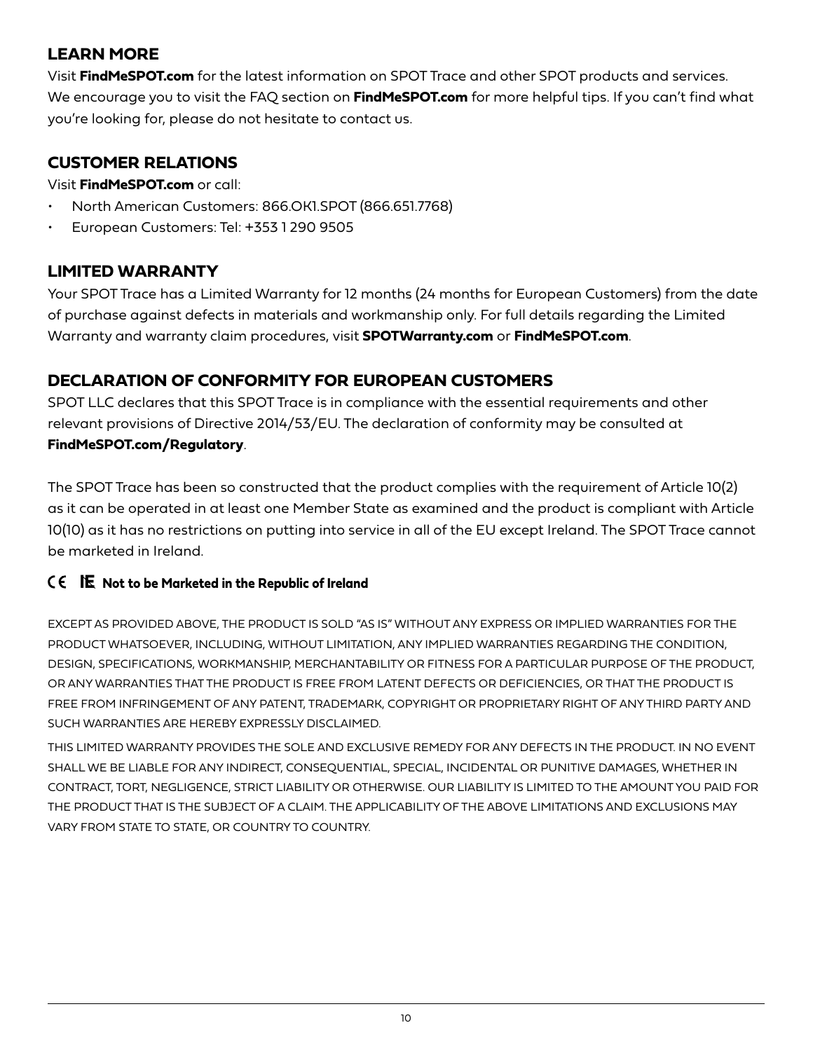## LEARN MORE

Visit **FindMeSPOT.com** for the latest information on SPOT Trace and other SPOT products and services. We encourage you to visit the FAQ section on **FindMeSPOT.com** for more helpful tips. If you can't find what you're looking for, please do not hesitate to contact us.

## CUSTOMER RELATIONS

Visit **FindMeSPOT.com** or call:

- North American Customers: 866.OK1.SPOT (866.651.7768)
- European Customers: Tel: +353 1 290 9505

## LIMITED WARRANTY

Your SPOT Trace has a Limited Warranty for 12 months (24 months for European Customers) from the date of purchase against defects in materials and workmanship only. For full details regarding the Limited Warranty and warranty claim procedures, visit **SPOTWarranty.com** or **FindMeSPOT.com**.

## DECLARATION OF CONFORMITY FOR EUROPEAN CUSTOMERS

SPOT LLC declares that this SPOT Trace is in compliance with the essential requirements and other relevant provisions of Directive 2014/53/EU. The declaration of conformity may be consulted at **FindMeSPOT.com/Regulatory**.

The SPOT Trace has been so constructed that the product complies with the requirement of Article 10(2) as it can be operated in at least one Member State as examined and the product is compliant with Article 10(10) as it has no restrictions on putting into service in all of the EU except Ireland. The SPOT Trace cannot be marketed in Ireland.

CE IE **Not to be Marketed in the Republic of Ireland**

EXCEPT AS PROVIDED ABOVE, THE PRODUCT IS SOLD "AS IS" WITHOUT ANY EXPRESS OR IMPLIED WARRANTIES FOR THE PRODUCT WHATSOEVER, INCLUDING, WITHOUT LIMITATION, ANY IMPLIED WARRANTIES REGARDING THE CONDITION, DESIGN, SPECIFICATIONS, WORKMANSHIP, MERCHANTABILITY OR FITNESS FOR A PARTICULAR PURPOSE OF THE PRODUCT, OR ANY WARRANTIES THAT THE PRODUCT IS FREE FROM LATENT DEFECTS OR DEFICIENCIES, OR THAT THE PRODUCT IS FREE FROM INFRINGEMENT OF ANY PATENT, TRADEMARK, COPYRIGHT OR PROPRIETARY RIGHT OF ANY THIRD PARTY AND SUCH WARRANTIES ARE HEREBY EXPRESSLY DISCLAIMED.

THIS LIMITED WARRANTY PROVIDES THE SOLE AND EXCLUSIVE REMEDY FOR ANY DEFECTS IN THE PRODUCT. IN NO EVENT SHALL WE BE LIABLE FOR ANY INDIRECT, CONSEQUENTIAL, SPECIAL, INCIDENTAL OR PUNITIVE DAMAGES, WHETHER IN CONTRACT, TORT, NEGLIGENCE, STRICT LIABILITY OR OTHERWISE. OUR LIABILITY IS LIMITED TO THE AMOUNT YOU PAID FOR THE PRODUCT THAT IS THE SUBJECT OF A CLAIM. THE APPLICABILITY OF THE ABOVE LIMITATIONS AND EXCLUSIONS MAY VARY FROM STATE TO STATE, OR COUNTRY TO COUNTRY.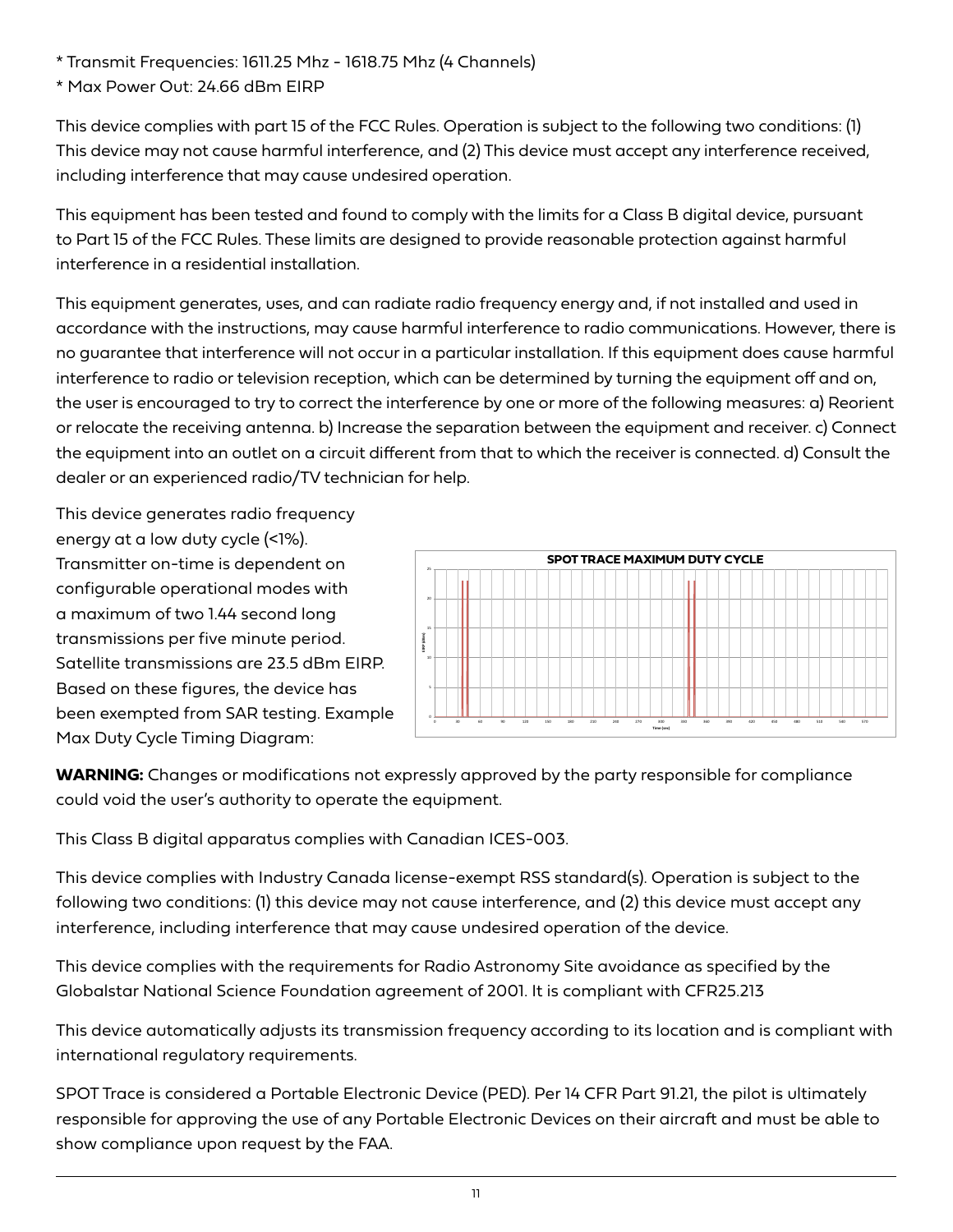* Transmit Frequencies: 1611.25 Mhz - 1618.75 Mhz (4 Channels)
* Max Power Out: 24.66 dBm EIRP

This device complies with part 15 of the FCC Rules. Operation is subject to the following two conditions: (1) This device may not cause harmful interference, and (2) This device must accept any interference received, including interference that may cause undesired operation.

This equipment has been tested and found to comply with the limits for a Class B digital device, pursuant to Part 15 of the FCC Rules. These limits are designed to provide reasonable protection against harmful interference in a residential installation.

This equipment generates, uses, and can radiate radio frequency energy and, if not installed and used in accordance with the instructions, may cause harmful interference to radio communications. However, there is no guarantee that interference will not occur in a particular installation. If this equipment does cause harmful interference to radio or television reception, which can be determined by turning the equipment off and on, the user is encouraged to try to correct the interference by one or more of the following measures: a) Reorient or relocate the receiving antenna. b) Increase the separation between the equipment and receiver. c) Connect the equipment into an outlet on a circuit different from that to which the receiver is connected. d) Consult the dealer or an experienced radio/TV technician for help.

This device generates radio frequency energy at a low duty cycle (<1%). Transmitter on-time is dependent on configurable operational modes with a maximum of two 1.44 second long transmissions per five minute period. Satellite transmissions are 23.5 dBm EIRP. Based on these figures, the device has been exempted from SAR testing. Example Max Duty Cycle Timing Diagram:

SPOT TRACE MAXIMUM DUTY CYCLE

**WARNING:** Changes or modifications not expressly approved by the party responsible for compliance could void the user's authority to operate the equipment.

This Class B digital apparatus complies with Canadian ICES-003.

This device complies with Industry Canada license-exempt RSS standard(s). Operation is subject to the following two conditions: (1) this device may not cause interference, and (2) this device must accept any interference, including interference that may cause undesired operation of the device.

This device complies with the requirements for Radio Astronomy Site avoidance as specified by the Globalstar National Science Foundation agreement of 2001. It is compliant with CFR25.213

This device automatically adjusts its transmission frequency according to its location and is compliant with international regulatory requirements.

SPOT Trace is considered a Portable Electronic Device (PED). Per 14 CFR Part 91.21, the pilot is ultimately responsible for approving the use of any Portable Electronic Devices on their aircraft and must be able to show compliance upon request by the FAA.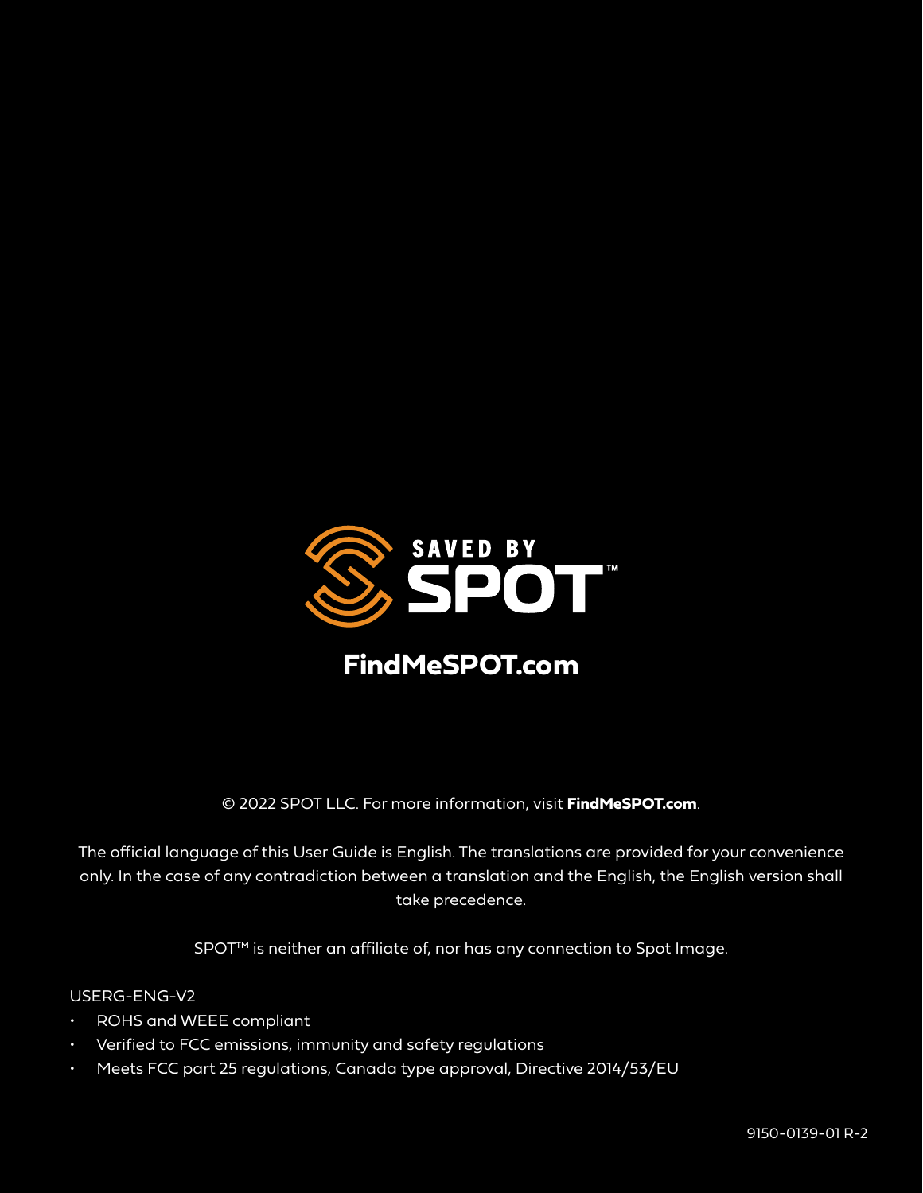SAVED BY SPOT™

**FindMeSPOT.com**

© 2022 SPOT LLC. For more information, visit **FindMeSPOT.com**.

The official language of this User Guide is English. The translations are provided for your convenience only. In the case of any contradiction between a translation and the English, the English version shall take precedence.

SPOT™ is neither an affiliate of, nor has any connection to Spot Image.

USERG-ENG-V2

- ROHS and WEEE compliant
- Verified to FCC emissions, immunity and safety regulations
- Meets FCC part 25 regulations, Canada type approval, Directive 2014/53/EU

9150-0139-01 R-2